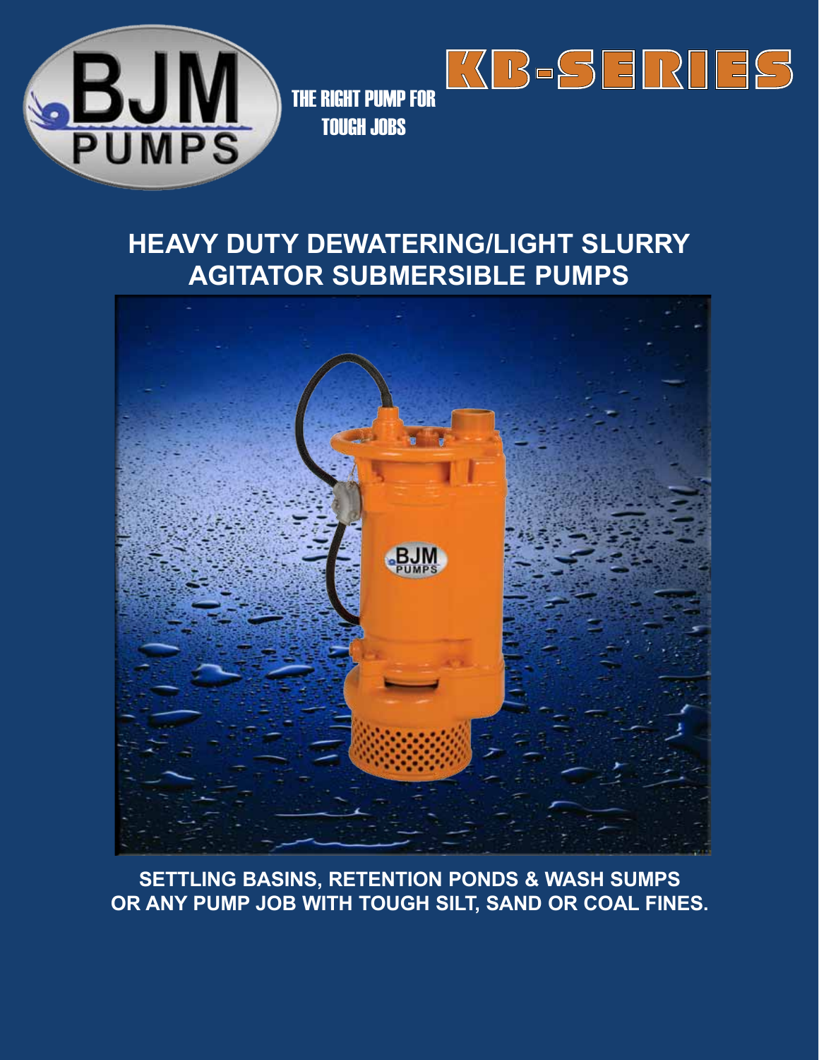BJM PUMPS

THE RIGHT PUMP FOR TOUGH JOBS

# KB-SERIES

## HEAVY DUTY DEWATERING/LIGHT SLURRY AGITATOR SUBMERSIBLE PUMPS

**SETTLING BASINS, RETENTION PONDS & WASH SUMPS OR ANY PUMP JOB WITH TOUGH SILT, SAND OR COAL FINES.**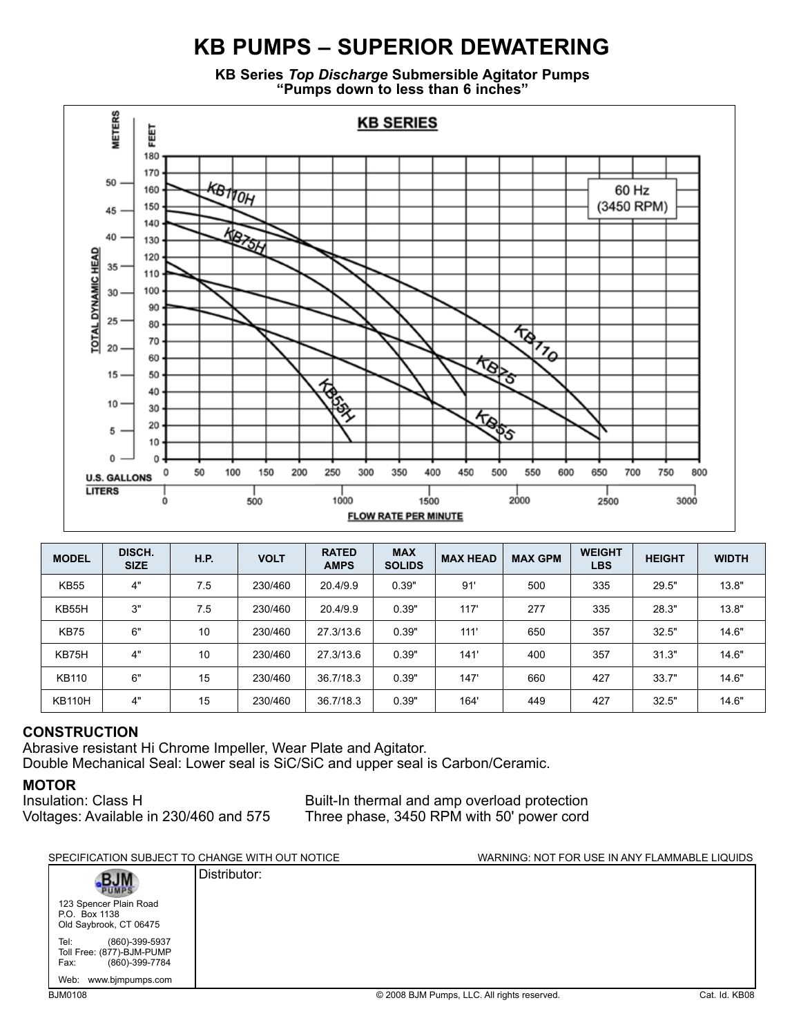# KB PUMPS – SUPERIOR DEWATERING

**KB Series *Top Discharge* Submersible Agitator Pumps**
**"Pumps down to less than 6 inches"**

KB SERIES

60 Hz
(3450 RPM)

METERS
FEET

TOTAL DYNAMIC HEAD

0
5
10
15
20
25
30
35
40
45
50

0
10
20
30
40
50
60
70
80
90
100
110
120
130
140
150
160
170
180

KB110H
KB75H
KB110
KB75
KB55H
KB55

U.S. GALLONS
0 50 100 150 200 250 300 350 400 450 500 550 600 650 700 750 800

LITERS
0 500 1000 1500 2000 2500 3000

FLOW RATE PER MINUTE

| MODEL | DISCH. SIZE | H.P. | VOLT | RATED AMPS | MAX SOLIDS | MAX HEAD | MAX GPM | WEIGHT LBS | HEIGHT | WIDTH |
|---|---|---|---|---|---|---|---|---|---|---|
| KB55 | 4" | 7.5 | 230/460 | 20.4/9.9 | 0.39" | 91' | 500 | 335 | 29.5" | 13.8" |
| KB55H | 3" | 7.5 | 230/460 | 20.4/9.9 | 0.39" | 117' | 277 | 335 | 28.3" | 13.8" |
| KB75 | 6" | 10 | 230/460 | 27.3/13.6 | 0.39" | 111' | 650 | 357 | 32.5" | 14.6" |
| KB75H | 4" | 10 | 230/460 | 27.3/13.6 | 0.39" | 141' | 400 | 357 | 31.3" | 14.6" |
| KB110 | 6" | 15 | 230/460 | 36.7/18.3 | 0.39" | 147' | 660 | 427 | 33.7" | 14.6" |
| KB110H | 4" | 15 | 230/460 | 36.7/18.3 | 0.39" | 164' | 449 | 427 | 32.5" | 14.6" |

## CONSTRUCTION

Abrasive resistant Hi Chrome Impeller, Wear Plate and Agitator.
Double Mechanical Seal: Lower seal is SiC/SiC and upper seal is Carbon/Ceramic.

## MOTOR

Insulation: Class H
Voltages: Available in 230/460 and 575

Built-In thermal and amp overload protection
Three phase, 3450 RPM with 50' power cord

SPECIFICATION SUBJECT TO CHANGE WITH OUT NOTICE

WARNING: NOT FOR USE IN ANY FLAMMABLE LIQUIDS

BJM PUMPS
123 Spencer Plain Road
P.O. Box 1138
Old Saybrook, CT 06475

Tel: (860)-399-5937
Toll Free: (877)-BJM-PUMP
Fax: (860)-399-7784

Web: www.bjmpumps.com

Distributor:

BJM0108

© 2008 BJM Pumps, LLC. All rights reserved.

Cat. Id. KB08